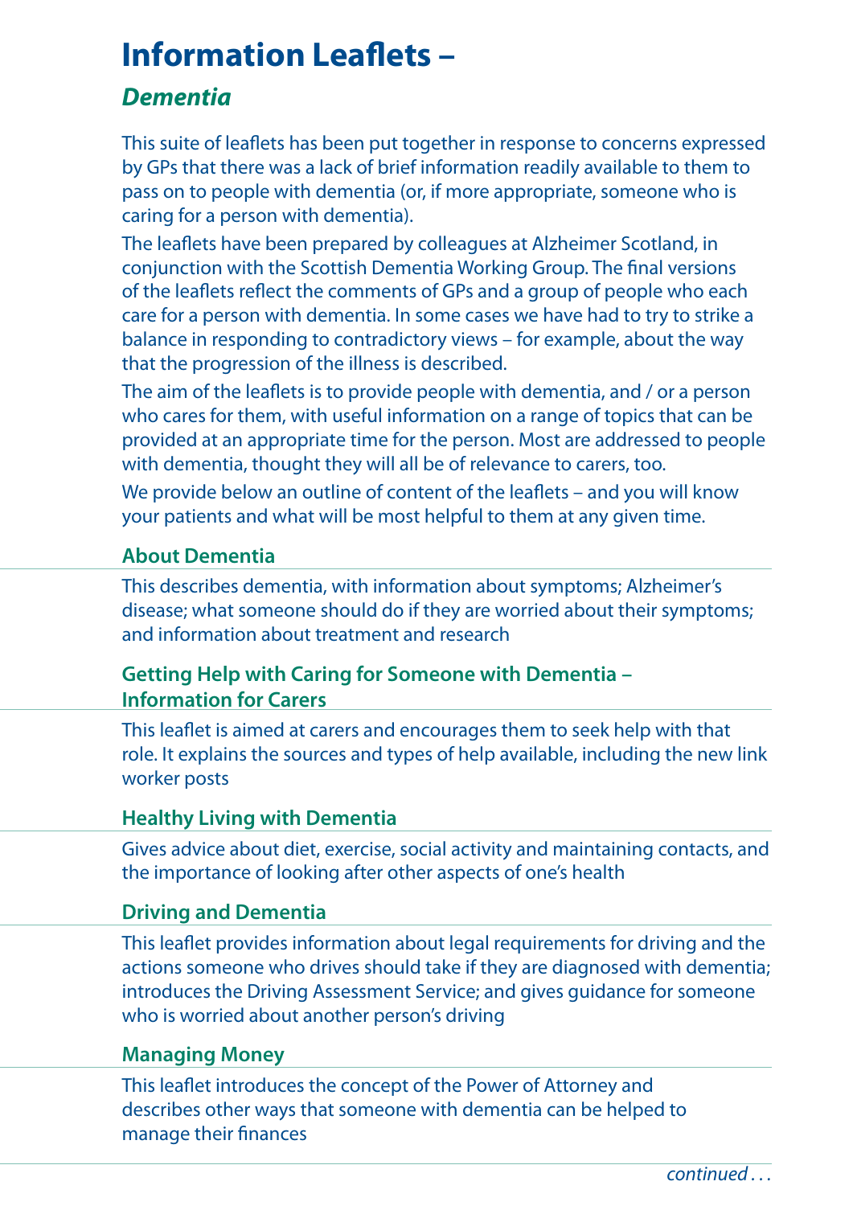# Information Leaflets –

## *Dementia*

This suite of leaflets has been put together in response to concerns expressed by GPs that there was a lack of brief information readily available to them to pass on to people with dementia (or, if more appropriate, someone who is caring for a person with dementia).

The leaflets have been prepared by colleagues at Alzheimer Scotland, in conjunction with the Scottish Dementia Working Group. The final versions of the leaflets reflect the comments of GPs and a group of people who each care for a person with dementia. In some cases we have had to try to strike a balance in responding to contradictory views – for example, about the way that the progression of the illness is described.

The aim of the leaflets is to provide people with dementia, and / or a person who cares for them, with useful information on a range of topics that can be provided at an appropriate time for the person. Most are addressed to people with dementia, thought they will all be of relevance to carers, too.

We provide below an outline of content of the leaflets – and you will know your patients and what will be most helpful to them at any given time.

### About Dementia

This describes dementia, with information about symptoms; Alzheimer's disease; what someone should do if they are worried about their symptoms; and information about treatment and research

### Getting Help with Caring for Someone with Dementia – Information for Carers

This leaflet is aimed at carers and encourages them to seek help with that role. It explains the sources and types of help available, including the new link worker posts

### Healthy Living with Dementia

Gives advice about diet, exercise, social activity and maintaining contacts, and the importance of looking after other aspects of one's health

### Driving and Dementia

This leaflet provides information about legal requirements for driving and the actions someone who drives should take if they are diagnosed with dementia; introduces the Driving Assessment Service; and gives guidance for someone who is worried about another person's driving

### Managing Money

This leaflet introduces the concept of the Power of Attorney and describes other ways that someone with dementia can be helped to manage their finances

*continued . . .*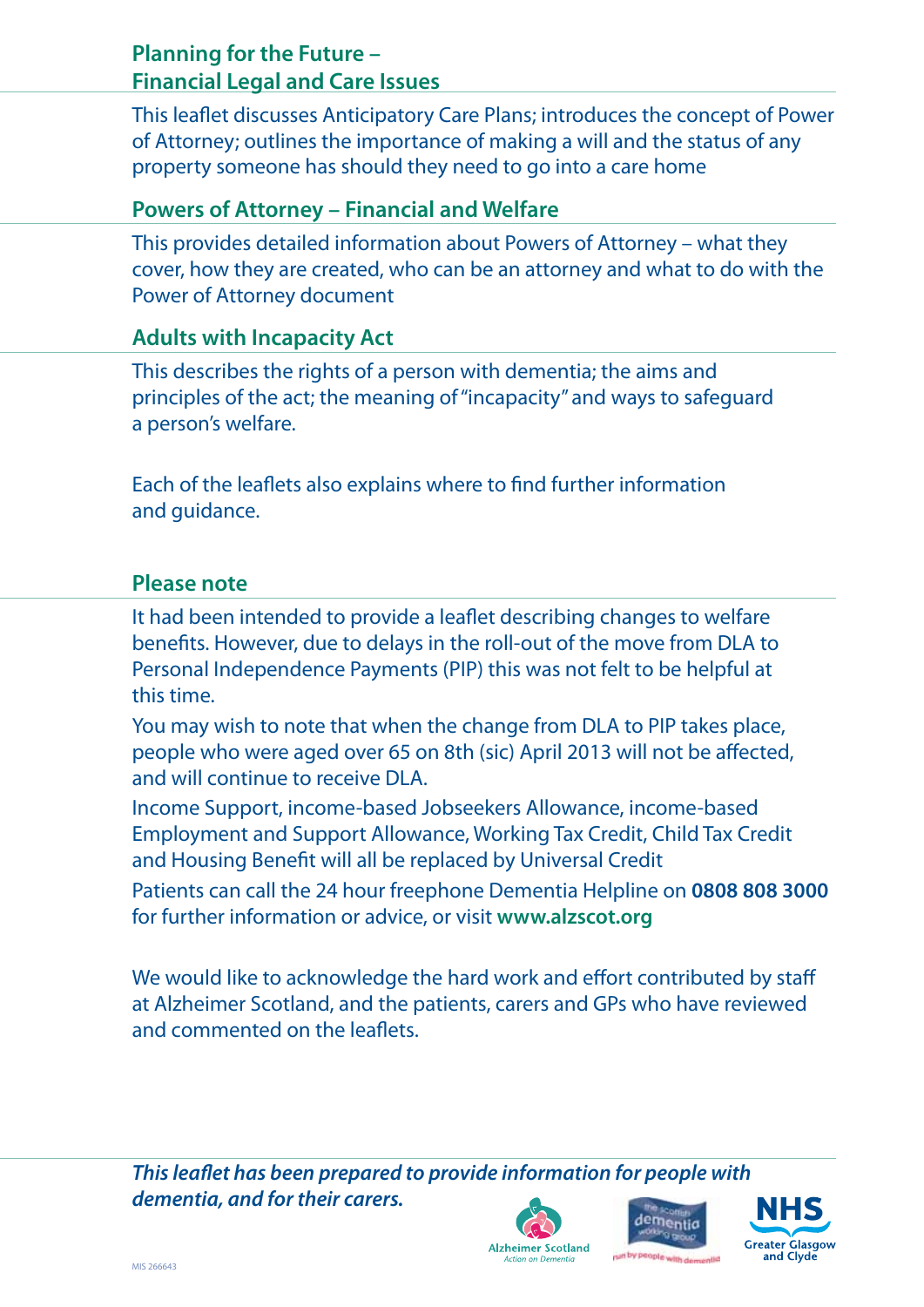## Planning for the Future – Financial Legal and Care Issues

This leaflet discusses Anticipatory Care Plans; introduces the concept of Power of Attorney; outlines the importance of making a will and the status of any property someone has should they need to go into a care home

## Powers of Attorney – Financial and Welfare

This provides detailed information about Powers of Attorney – what they cover, how they are created, who can be an attorney and what to do with the Power of Attorney document

## Adults with Incapacity Act

This describes the rights of a person with dementia; the aims and principles of the act; the meaning of "incapacity" and ways to safeguard a person's welfare.

Each of the leaflets also explains where to find further information and guidance.

## Please note

It had been intended to provide a leaflet describing changes to welfare benefits. However, due to delays in the roll-out of the move from DLA to Personal Independence Payments (PIP) this was not felt to be helpful at this time.

You may wish to note that when the change from DLA to PIP takes place, people who were aged over 65 on 8th (sic) April 2013 will not be affected, and will continue to receive DLA.

Income Support, income-based Jobseekers Allowance, income-based Employment and Support Allowance, Working Tax Credit, Child Tax Credit and Housing Benefit will all be replaced by Universal Credit

Patients can call the 24 hour freephone Dementia Helpline on **0808 808 3000** for further information or advice, or visit **www.alzscot.org**

We would like to acknowledge the hard work and effort contributed by staff at Alzheimer Scotland, and the patients, carers and GPs who have reviewed and commented on the leaflets.

***This leaflet has been prepared to provide information for people with dementia, and for their carers.***

Alzheimer Scotland
Action on Dementia

the scottish dementia working group
run by people with dementia

NHS
Greater Glasgow and Clyde

MIS 266643